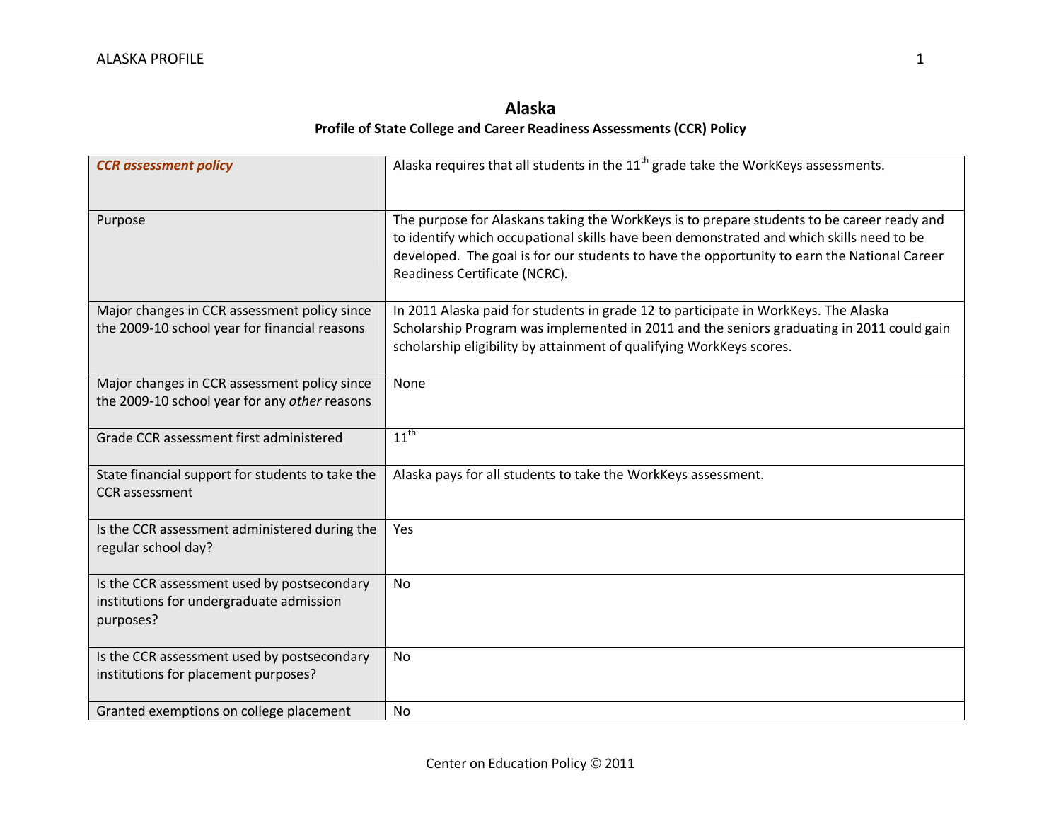# Alaska

### Profile of State College and Career Readiness Assessments (CCR) Policy

| ***CCR assessment policy*** | Alaska requires that all students in the 11th grade take the WorkKeys assessments. |
|---|---|
| Purpose | The purpose for Alaskans taking the WorkKeys is to prepare students to be career ready and to identify which occupational skills have been demonstrated and which skills need to be developed. The goal is for our students to have the opportunity to earn the National Career Readiness Certificate (NCRC). |
| Major changes in CCR assessment policy since the 2009-10 school year for financial reasons | In 2011 Alaska paid for students in grade 12 to participate in WorkKeys. The Alaska Scholarship Program was implemented in 2011 and the seniors graduating in 2011 could gain scholarship eligibility by attainment of qualifying WorkKeys scores. |
| Major changes in CCR assessment policy since the 2009-10 school year for any *other* reasons | None |
| Grade CCR assessment first administered | 11th |
| State financial support for students to take the CCR assessment | Alaska pays for all students to take the WorkKeys assessment. |
| Is the CCR assessment administered during the regular school day? | Yes |
| Is the CCR assessment used by postsecondary institutions for undergraduate admission purposes? | No |
| Is the CCR assessment used by postsecondary institutions for placement purposes? | No |
| Granted exemptions on college placement | No |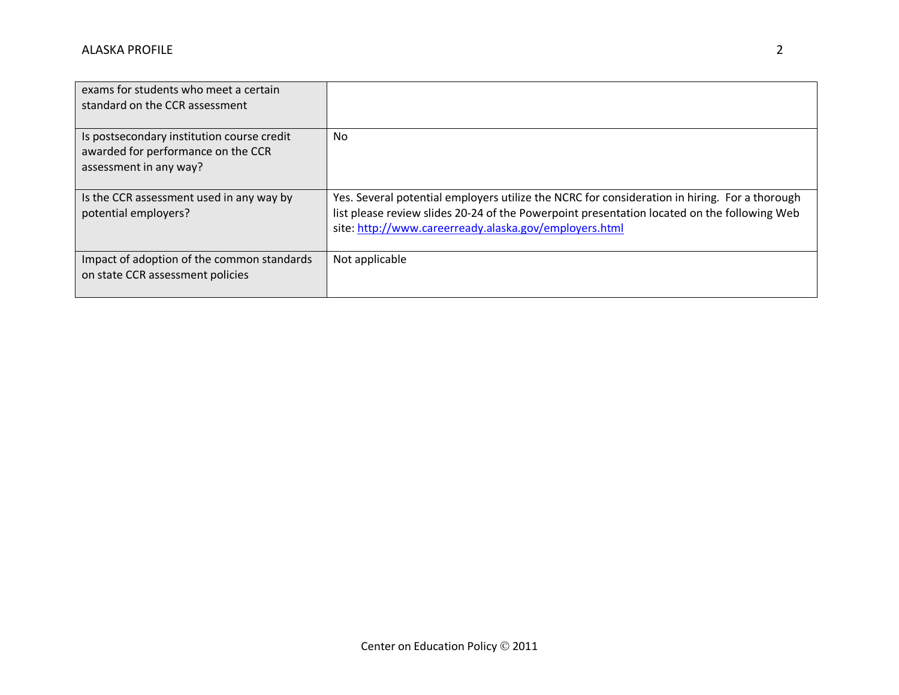| | |
|---|---|
| exams for students who meet a certain standard on the CCR assessment | |
| Is postsecondary institution course credit awarded for performance on the CCR assessment in any way? | No |
| Is the CCR assessment used in any way by potential employers? | Yes. Several potential employers utilize the NCRC for consideration in hiring. For a thorough list please review slides 20-24 of the Powerpoint presentation located on the following Web site: http://www.careerready.alaska.gov/employers.html |
| Impact of adoption of the common standards on state CCR assessment policies | Not applicable |

Center on Education Policy © 2011